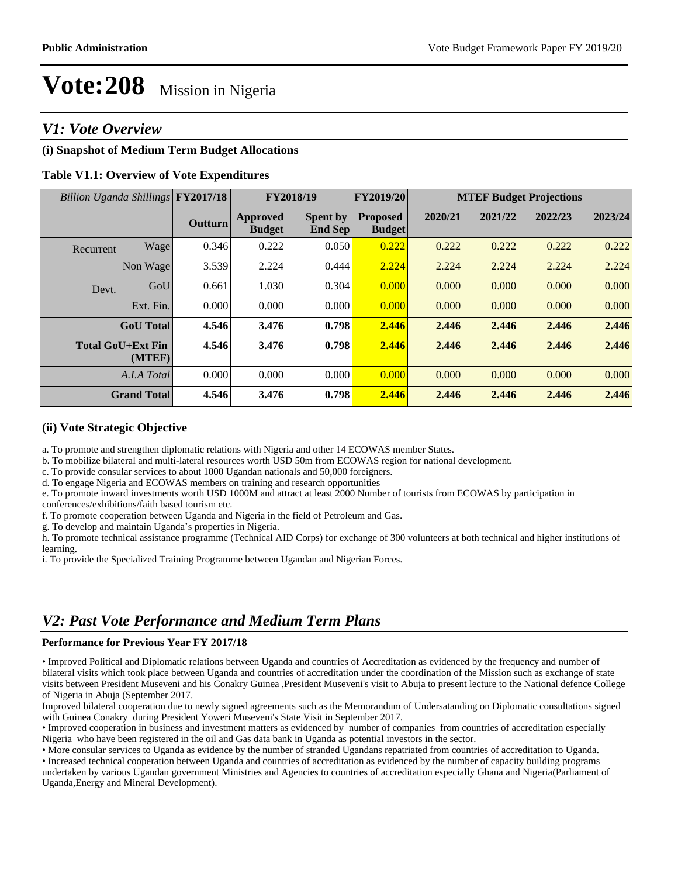# Vote:208 Mission in Nigeria

## V1: Vote Overview

### (i) Snapshot of Medium Term Budget Allocations

**Table V1.1: Overview of Vote Expenditures**

| *Billion Uganda Shillings* | | FY2017/18 | FY2018/19 | | FY2019/20 | MTEF Budget Projections | | | |
|---|---|---|---|---|---|---|---|---|---|
| | | **Outturn** | **Approved Budget** | **Spent by End Sep** | **Proposed Budget** | **2020/21** | **2021/22** | **2022/23** | **2023/24** |
| Recurrent | Wage | 0.346 | 0.222 | 0.050 | 0.222 | 0.222 | 0.222 | 0.222 | 0.222 |
| | Non Wage | 3.539 | 2.224 | 0.444 | 2.224 | 2.224 | 2.224 | 2.224 | 2.224 |
| Devt. | GoU | 0.661 | 1.030 | 0.304 | 0.000 | 0.000 | 0.000 | 0.000 | 0.000 |
| | Ext. Fin. | 0.000 | 0.000 | 0.000 | 0.000 | 0.000 | 0.000 | 0.000 | 0.000 |
| **GoU Total** | | **4.546** | **3.476** | **0.798** | **2.446** | **2.446** | **2.446** | **2.446** | **2.446** |
| **Total GoU+Ext Fin (MTEF)** | | **4.546** | **3.476** | **0.798** | **2.446** | **2.446** | **2.446** | **2.446** | **2.446** |
| *A.I.A Total* | | 0.000 | 0.000 | 0.000 | 0.000 | 0.000 | 0.000 | 0.000 | 0.000 |
| **Grand Total** | | **4.546** | **3.476** | **0.798** | **2.446** | **2.446** | **2.446** | **2.446** | **2.446** |

### (ii) Vote Strategic Objective

a. To promote and strengthen diplomatic relations with Nigeria and other 14 ECOWAS member States.
b. To mobilize bilateral and multi-lateral resources worth USD 50m from ECOWAS region for national development.
c. To provide consular services to about 1000 Ugandan nationals and 50,000 foreigners.
d. To engage Nigeria and ECOWAS members on training and research opportunities
e. To promote inward investments worth USD 1000M and attract at least 2000 Number of tourists from ECOWAS by participation in conferences/exhibitions/faith based tourism etc.
f. To promote cooperation between Uganda and Nigeria in the field of Petroleum and Gas.
g. To develop and maintain Uganda's properties in Nigeria.
h. To promote technical assistance programme (Technical AID Corps) for exchange of 300 volunteers at both technical and higher institutions of learning.
i. To provide the Specialized Training Programme between Ugandan and Nigerian Forces.

## V2: Past Vote Performance and Medium Term Plans

### Performance for Previous Year FY 2017/18

• Improved Political and Diplomatic relations between Uganda and countries of Accreditation as evidenced by the frequency and number of bilateral visits which took place between Uganda and countries of accreditation under the coordination of the Mission such as exchange of state visits between President Museveni and his Conakry Guinea ,President Museveni's visit to Abuja to present lecture to the National defence College of Nigeria in Abuja (September 2017.
Improved bilateral cooperation due to newly signed agreements such as the Memorandum of Undersatanding on Diplomatic consultations signed with Guinea Conakry during President Yoweri Museveni's State Visit in September 2017.
• Improved cooperation in business and investment matters as evidenced by number of companies from countries of accreditation especially Nigeria who have been registered in the oil and Gas data bank in Uganda as potential investors in the sector.
• More consular services to Uganda as evidence by the number of stranded Ugandans repatriated from countries of accreditation to Uganda.
• Increased technical cooperation between Uganda and countries of accreditation as evidenced by the number of capacity building programs undertaken by various Ugandan government Ministries and Agencies to countries of accreditation especially Ghana and Nigeria(Parliament of Uganda,Energy and Mineral Development).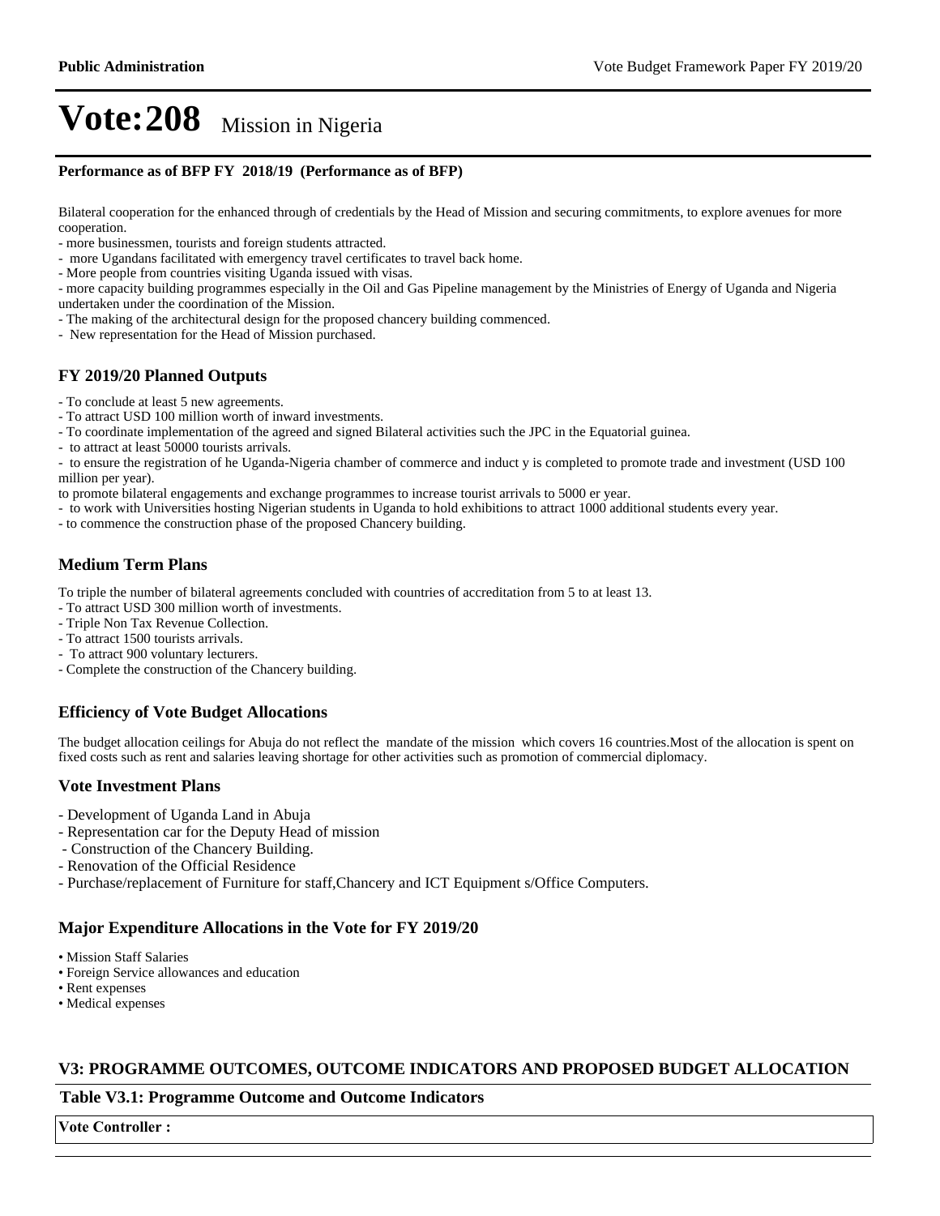# Vote:208 Mission in Nigeria

**Performance as of BFP FY 2018/19 (Performance as of BFP)**

Bilateral cooperation for the enhanced through of credentials by the Head of Mission and securing commitments, to explore avenues for more cooperation.
- more businessmen, tourists and foreign students attracted.
- more Ugandans facilitated with emergency travel certificates to travel back home.
- More people from countries visiting Uganda issued with visas.
- more capacity building programmes especially in the Oil and Gas Pipeline management by the Ministries of Energy of Uganda and Nigeria undertaken under the coordination of the Mission.
- The making of the architectural design for the proposed chancery building commenced.
- New representation for the Head of Mission purchased.

### FY 2019/20 Planned Outputs

- To conclude at least 5 new agreements.
- To attract USD 100 million worth of inward investments.
- To coordinate implementation of the agreed and signed Bilateral activities such the JPC in the Equatorial guinea.
- to attract at least 50000 tourists arrivals.
- to ensure the registration of he Uganda-Nigeria chamber of commerce and induct y is completed to promote trade and investment (USD 100 million per year).

to promote bilateral engagements and exchange programmes to increase tourist arrivals to 5000 er year.
- to work with Universities hosting Nigerian students in Uganda to hold exhibitions to attract 1000 additional students every year.
- to commence the construction phase of the proposed Chancery building.

### Medium Term Plans

To triple the number of bilateral agreements concluded with countries of accreditation from 5 to at least 13.
- To attract USD 300 million worth of investments.
- Triple Non Tax Revenue Collection.
- To attract 1500 tourists arrivals.
- To attract 900 voluntary lecturers.
- Complete the construction of the Chancery building.

### Efficiency of Vote Budget Allocations

The budget allocation ceilings for Abuja do not reflect the mandate of the mission which covers 16 countries.Most of the allocation is spent on fixed costs such as rent and salaries leaving shortage for other activities such as promotion of commercial diplomacy.

### Vote Investment Plans

- Development of Uganda Land in Abuja
- Representation car for the Deputy Head of mission
- Construction of the Chancery Building.
- Renovation of the Official Residence
- Purchase/replacement of Furniture for staff,Chancery and ICT Equipment s/Office Computers.

### Major Expenditure Allocations in the Vote for FY 2019/20

- Mission Staff Salaries
- Foreign Service allowances and education
- Rent expenses
- Medical expenses

## V3: PROGRAMME OUTCOMES, OUTCOME INDICATORS AND PROPOSED BUDGET ALLOCATION

### Table V3.1: Programme Outcome and Outcome Indicators

| Vote Controller : |
| --- |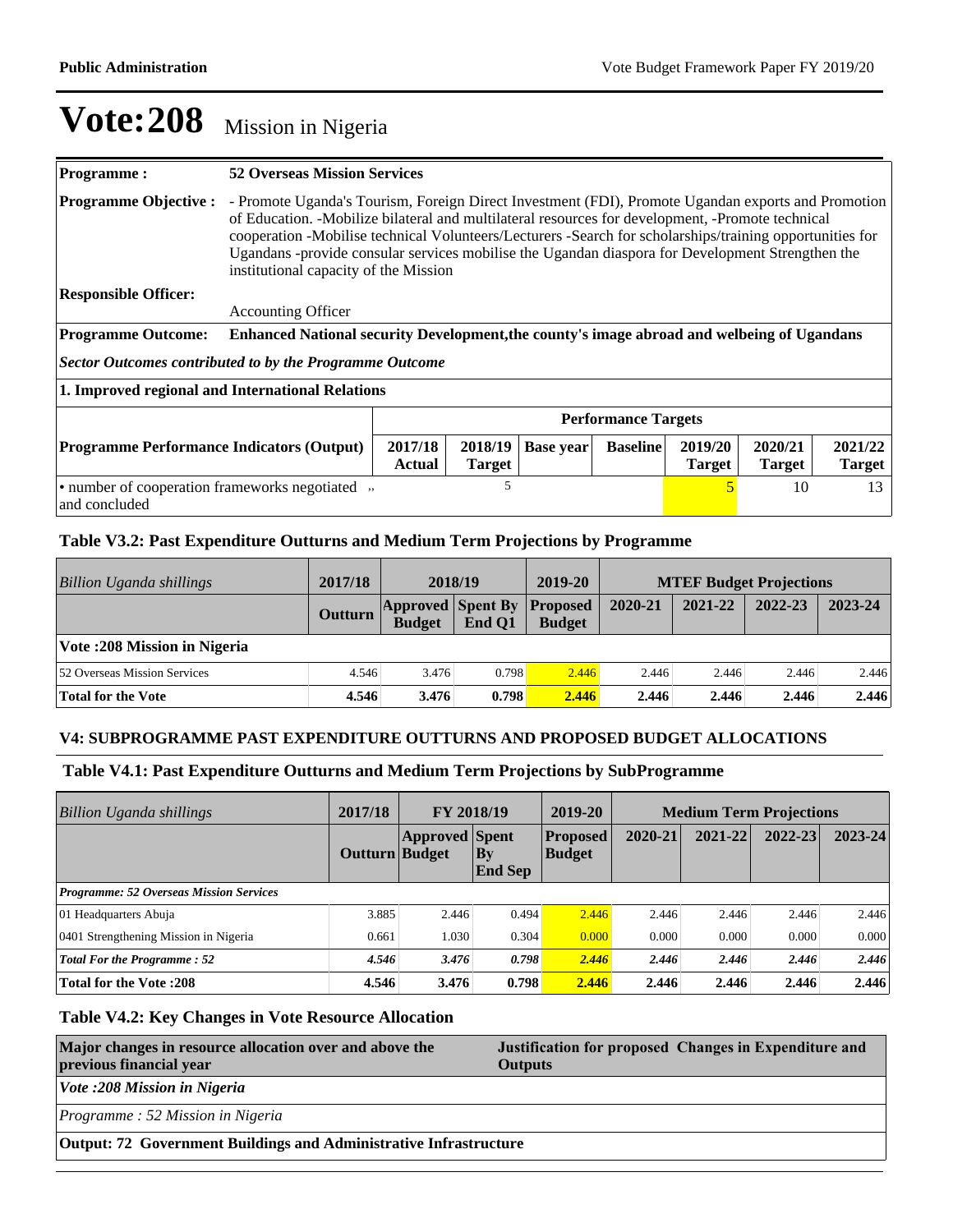# Vote:208 Mission in Nigeria

| **Programme :** | **52 Overseas Mission Services** |
|---|---|
| **Programme Objective :** | - Promote Uganda's Tourism, Foreign Direct Investment (FDI), Promote Ugandan exports and Promotion of Education. -Mobilize bilateral and multilateral resources for development, -Promote technical cooperation -Mobilise technical Volunteers/Lecturers -Search for scholarships/training opportunities for Ugandans -provide consular services mobilise the Ugandan diaspora for Development Strengthen the institutional capacity of the Mission |
| **Responsible Officer:** | Accounting Officer |
| **Programme Outcome:** | **Enhanced National security Development,the county's image abroad and welbeing of Ugandans** |

***Sector Outcomes contributed to by the Programme Outcome***

**1. Improved regional and International Relations**

| | **Performance Targets** | | | | | | |
|---|---|---|---|---|---|---|---|
| **Programme Performance Indicators (Output)** | **2017/18 Actual** | **2018/19 Target** | **Base year** | **Baseline** | **2019/20 Target** | **2020/21 Target** | **2021/22 Target** |
| • number of cooperation frameworks negotiated and concluded | ,, | 5 | | | 5 | 10 | 13 |

### Table V3.2: Past Expenditure Outturns and Medium Term Projections by Programme

| *Billion Uganda shillings* | 2017/18 | 2018/19 | | 2019-20 | MTEF Budget Projections | | | |
|---|---|---|---|---|---|---|---|---|
| | Outturn | Approved Budget | Spent By End Q1 | Proposed Budget | 2020-21 | 2021-22 | 2022-23 | 2023-24 |
| **Vote :208 Mission in Nigeria** | | | | | | | | |
| 52 Overseas Mission Services | 4.546 | 3.476 | 0.798 | 2.446 | 2.446 | 2.446 | 2.446 | 2.446 |
| **Total for the Vote** | **4.546** | **3.476** | **0.798** | **2.446** | **2.446** | **2.446** | **2.446** | **2.446** |

### V4: SUBPROGRAMME PAST EXPENDITURE OUTTURNS AND PROPOSED BUDGET ALLOCATIONS

### Table V4.1: Past Expenditure Outturns and Medium Term Projections by SubProgramme

| *Billion Uganda shillings* | 2017/18 | FY 2018/19 | | 2019-20 | Medium Term Projections | | | |
|---|---|---|---|---|---|---|---|---|
| | Outturn | Approved Budget | Spent By End Sep | Proposed Budget | 2020-21 | 2021-22 | 2022-23 | 2023-24 |
| ***Programme: 52 Overseas Mission Services*** | | | | | | | | |
| 01 Headquarters Abuja | 3.885 | 2.446 | 0.494 | 2.446 | 2.446 | 2.446 | 2.446 | 2.446 |
| 0401 Strengthening Mission in Nigeria | 0.661 | 1.030 | 0.304 | 0.000 | 0.000 | 0.000 | 0.000 | 0.000 |
| ***Total For the Programme : 52*** | ***4.546*** | ***3.476*** | ***0.798*** | ***2.446*** | ***2.446*** | ***2.446*** | ***2.446*** | ***2.446*** |
| **Total for the Vote :208** | **4.546** | **3.476** | **0.798** | **2.446** | **2.446** | **2.446** | **2.446** | **2.446** |

### Table V4.2: Key Changes in Vote Resource Allocation

| **Major changes in resource allocation over and above the previous financial year** | **Justification for proposed Changes in Expenditure and Outputs** |
|---|---|
| ***Vote :208 Mission in Nigeria*** | |
| *Programme : 52 Mission in Nigeria* | |
| **Output: 72 Government Buildings and Administrative Infrastructure** | |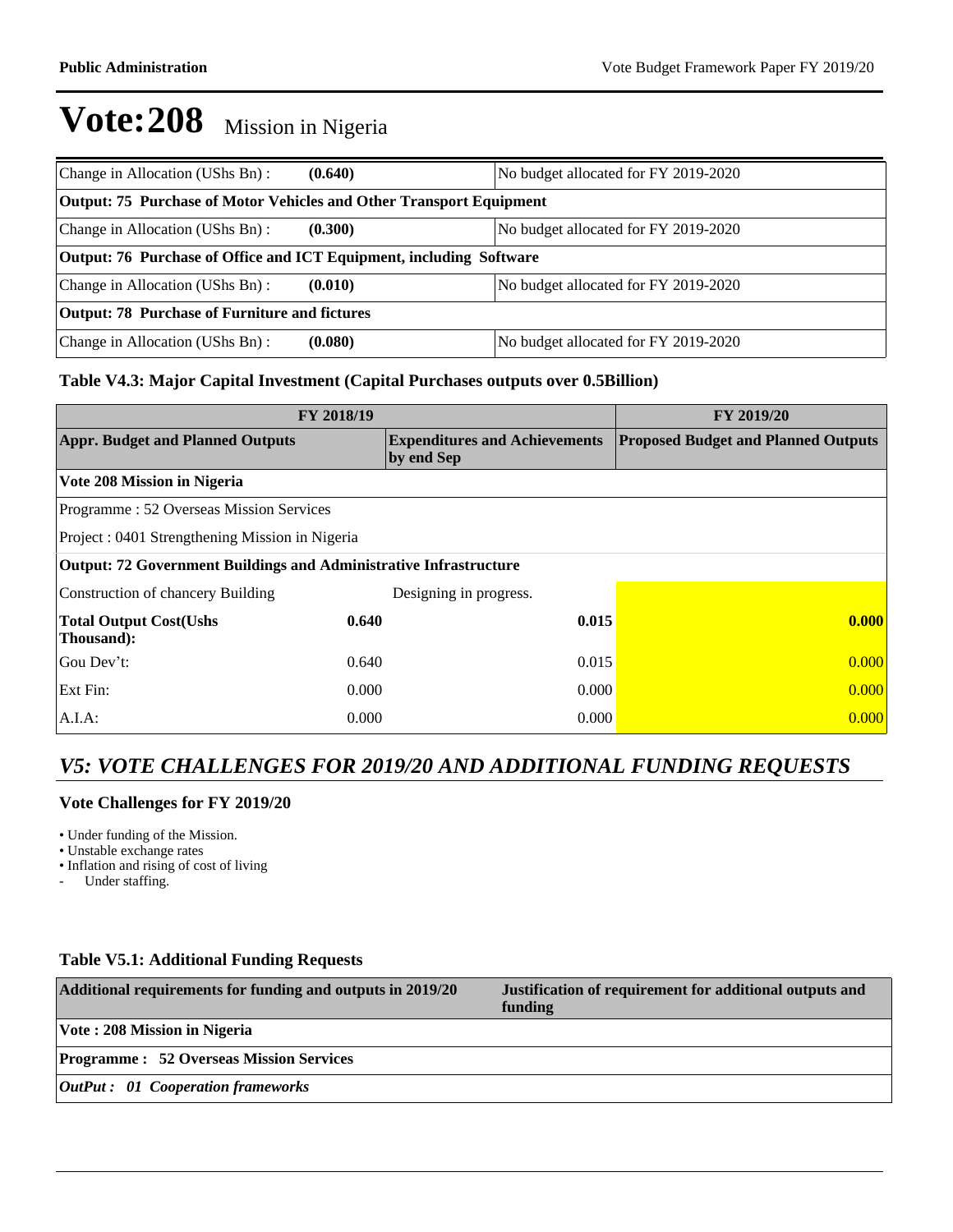# Vote:208 Mission in Nigeria

| | | |
|---|---|---|
| Change in Allocation (UShs Bn) : | **(0.640)** | No budget allocated for FY 2019-2020 |
| **Output: 75 Purchase of Motor Vehicles and Other Transport Equipment** | | |
| Change in Allocation (UShs Bn) : | **(0.300)** | No budget allocated for FY 2019-2020 |
| **Output: 76 Purchase of Office and ICT Equipment, including Software** | | |
| Change in Allocation (UShs Bn) : | **(0.010)** | No budget allocated for FY 2019-2020 |
| **Output: 78 Purchase of Furniture and fictures** | | |
| Change in Allocation (UShs Bn) : | **(0.080)** | No budget allocated for FY 2019-2020 |

### Table V4.3: Major Capital Investment (Capital Purchases outputs over 0.5Billion)

| FY 2018/19 | | | FY 2019/20 |
|---|---|---|---|
| **Appr. Budget and Planned Outputs** | | **Expenditures and Achievements by end Sep** | **Proposed Budget and Planned Outputs** |
| **Vote 208 Mission in Nigeria** | | | |
| Programme : 52 Overseas Mission Services | | | |
| Project : 0401 Strengthening Mission in Nigeria | | | |
| **Output: 72 Government Buildings and Administrative Infrastructure** | | | |
| Construction of chancery Building | | Designing in progress. | |
| **Total Output Cost(Ushs Thousand):** | **0.640** | **0.015** | **0.000** |
| Gou Dev't: | 0.640 | 0.015 | 0.000 |
| Ext Fin: | 0.000 | 0.000 | 0.000 |
| A.I.A: | 0.000 | 0.000 | 0.000 |

## *V5: VOTE CHALLENGES FOR 2019/20 AND ADDITIONAL FUNDING REQUESTS*

### Vote Challenges for FY 2019/20

- Under funding of the Mission.
- Unstable exchange rates
- Inflation and rising of cost of living
- Under staffing.

### Table V5.1: Additional Funding Requests

| Additional requirements for funding and outputs in 2019/20 | Justification of requirement for additional outputs and funding |
|---|---|
| **Vote : 208 Mission in Nigeria** | |
| **Programme : 52 Overseas Mission Services** | |
| ***OutPut : 01 Cooperation frameworks*** | |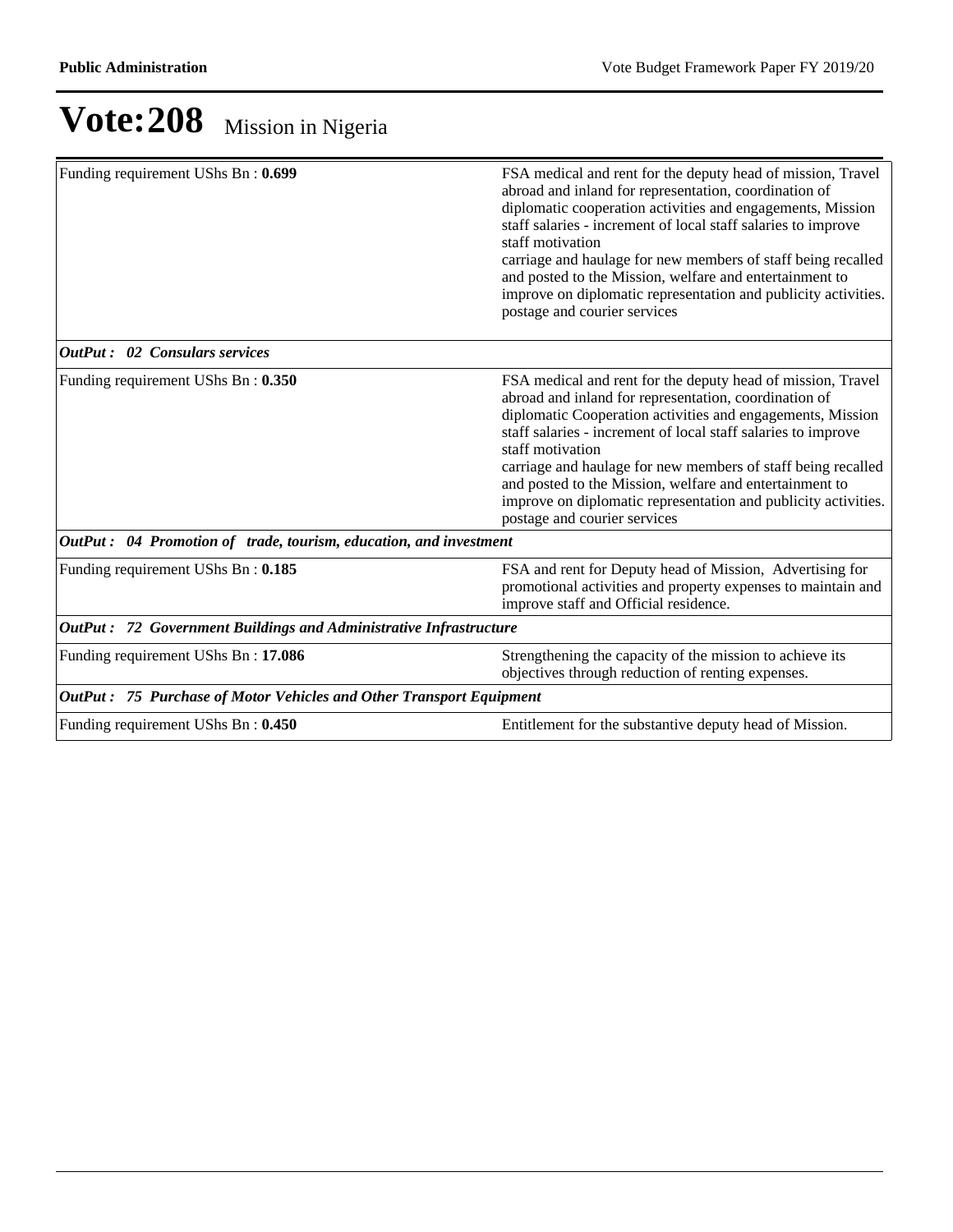# Vote:208 Mission in Nigeria

| | |
|---|---|
| Funding requirement UShs Bn : **0.699** | FSA medical and rent for the deputy head of mission, Travel abroad and inland for representation, coordination of diplomatic cooperation activities and engagements, Mission staff salaries - increment of local staff salaries to improve staff motivation<br>carriage and haulage for new members of staff being recalled and posted to the Mission, welfare and entertainment to improve on diplomatic representation and publicity activities.<br>postage and courier services |
| ***OutPut : 02 Consulars services*** | |
| Funding requirement UShs Bn : **0.350** | FSA medical and rent for the deputy head of mission, Travel abroad and inland for representation, coordination of diplomatic Cooperation activities and engagements, Mission staff salaries - increment of local staff salaries to improve staff motivation<br>carriage and haulage for new members of staff being recalled and posted to the Mission, welfare and entertainment to improve on diplomatic representation and publicity activities.<br>postage and courier services |
| ***OutPut : 04 Promotion of trade, tourism, education, and investment*** | |
| Funding requirement UShs Bn : **0.185** | FSA and rent for Deputy head of Mission, Advertising for promotional activities and property expenses to maintain and improve staff and Official residence. |
| ***OutPut : 72 Government Buildings and Administrative Infrastructure*** | |
| Funding requirement UShs Bn : **17.086** | Strengthening the capacity of the mission to achieve its objectives through reduction of renting expenses. |
| ***OutPut : 75 Purchase of Motor Vehicles and Other Transport Equipment*** | |
| Funding requirement UShs Bn : **0.450** | Entitlement for the substantive deputy head of Mission. |